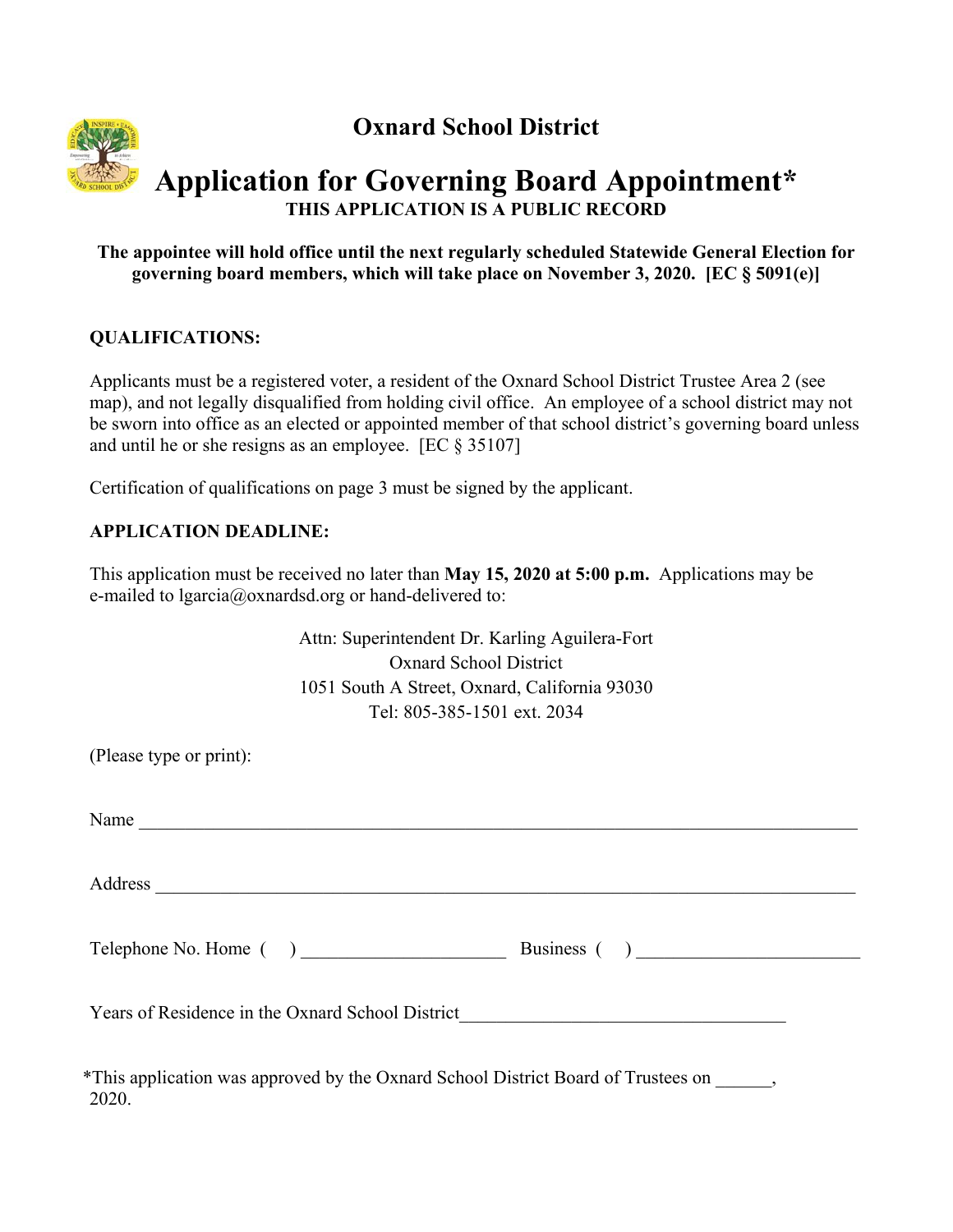# Oxnard School District

# Application for Governing Board Appointment*

**THIS APPLICATION IS A PUBLIC RECORD**

**The appointee will hold office until the next regularly scheduled Statewide General Election for governing board members, which will take place on November 3, 2020. [EC § 5091(e)]**

**QUALIFICATIONS:**

Applicants must be a registered voter, a resident of the Oxnard School District Trustee Area 2 (see map), and not legally disqualified from holding civil office. An employee of a school district may not be sworn into office as an elected or appointed member of that school district's governing board unless and until he or she resigns as an employee. [EC § 35107]

Certification of qualifications on page 3 must be signed by the applicant.

**APPLICATION DEADLINE:**

This application must be received no later than **May 15, 2020 at 5:00 p.m.** Applications may be e-mailed to lgarcia@oxnardsd.org or hand-delivered to:

Attn: Superintendent Dr. Karling Aguilera-Fort
Oxnard School District
1051 South A Street, Oxnard, California 93030
Tel: 805-385-1501 ext. 2034

(Please type or print):

Name ______________________________________________________________________________

Address ____________________________________________________________________________

Telephone No. Home ( ) ______________________ Business ( ) ________________________

Years of Residence in the Oxnard School District___________________________________

*This application was approved by the Oxnard School District Board of Trustees on ______, 2020.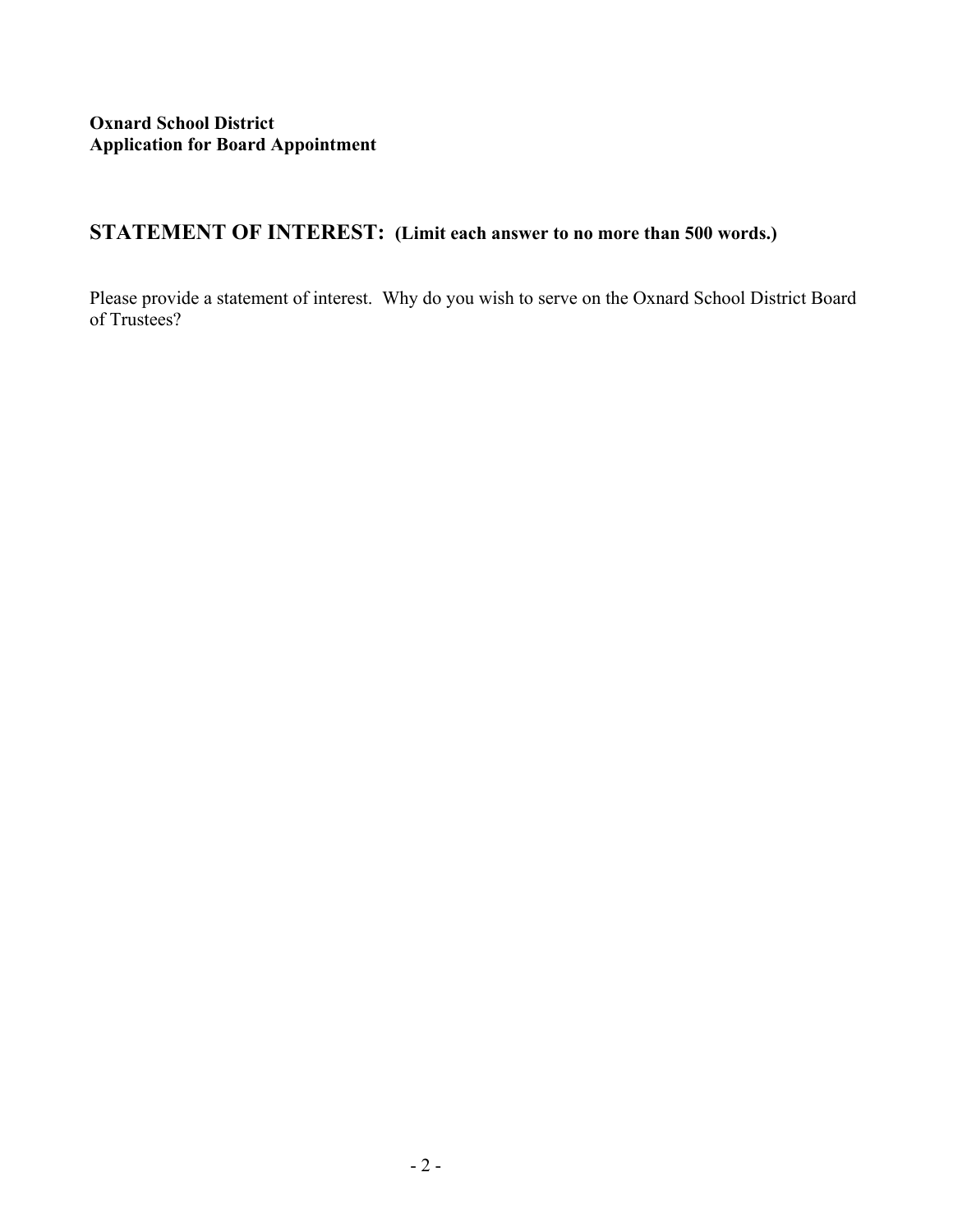**Oxnard School District**
**Application for Board Appointment**

## STATEMENT OF INTEREST: (Limit each answer to no more than 500 words.)

Please provide a statement of interest. Why do you wish to serve on the Oxnard School District Board of Trustees?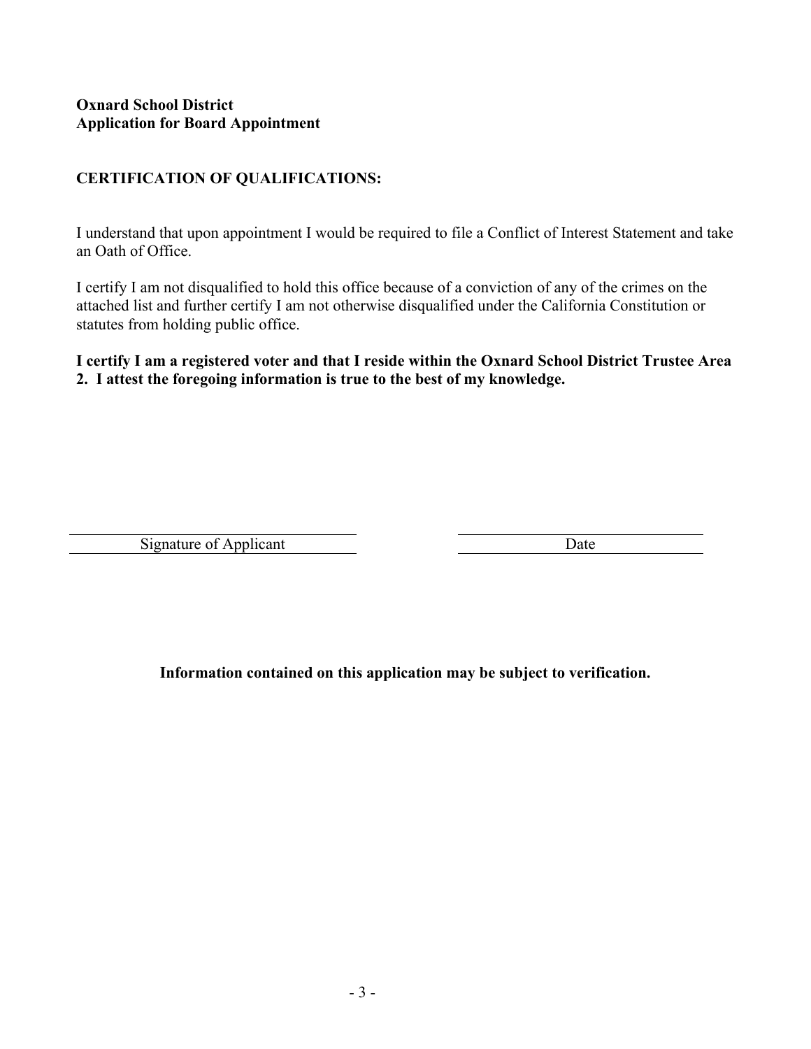**Oxnard School District**
**Application for Board Appointment**

**CERTIFICATION OF QUALIFICATIONS:**

I understand that upon appointment I would be required to file a Conflict of Interest Statement and take an Oath of Office.

I certify I am not disqualified to hold this office because of a conviction of any of the crimes on the attached list and further certify I am not otherwise disqualified under the California Constitution or statutes from holding public office.

**I certify I am a registered voter and that I reside within the Oxnard School District Trustee Area 2. I attest the foregoing information is true to the best of my knowledge.**

| Signature of Applicant | Date |
|---|---|

**Information contained on this application may be subject to verification.**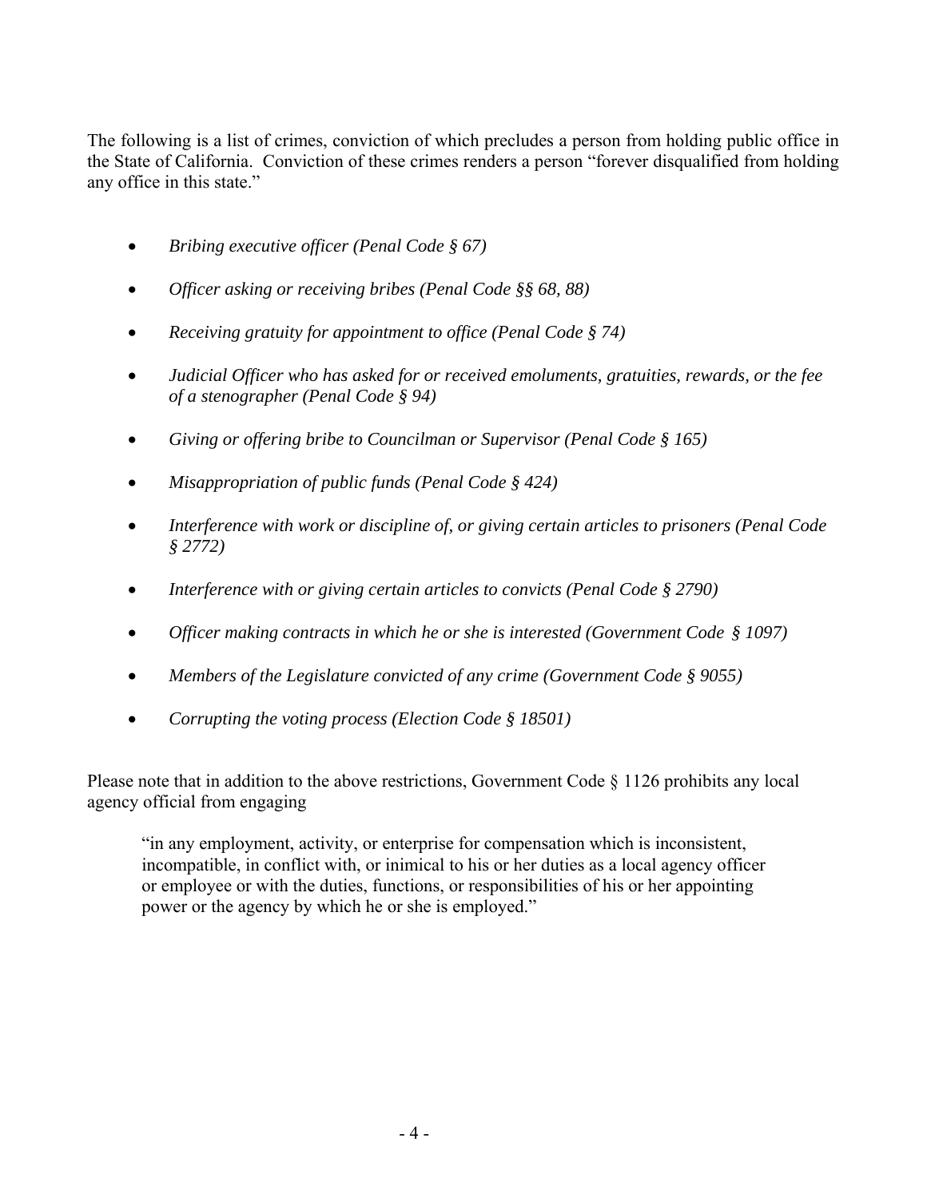The following is a list of crimes, conviction of which precludes a person from holding public office in the State of California. Conviction of these crimes renders a person "forever disqualified from holding any office in this state."

- *Bribing executive officer (Penal Code § 67)*
- *Officer asking or receiving bribes (Penal Code §§ 68, 88)*
- *Receiving gratuity for appointment to office (Penal Code § 74)*
- *Judicial Officer who has asked for or received emoluments, gratuities, rewards, or the fee of a stenographer (Penal Code § 94)*
- *Giving or offering bribe to Councilman or Supervisor (Penal Code § 165)*
- *Misappropriation of public funds (Penal Code § 424)*
- *Interference with work or discipline of, or giving certain articles to prisoners (Penal Code § 2772)*
- *Interference with or giving certain articles to convicts (Penal Code § 2790)*
- *Officer making contracts in which he or she is interested (Government Code § 1097)*
- *Members of the Legislature convicted of any crime (Government Code § 9055)*
- *Corrupting the voting process (Election Code § 18501)*

Please note that in addition to the above restrictions, Government Code § 1126 prohibits any local agency official from engaging

> "in any employment, activity, or enterprise for compensation which is inconsistent, incompatible, in conflict with, or inimical to his or her duties as a local agency officer or employee or with the duties, functions, or responsibilities of his or her appointing power or the agency by which he or she is employed."